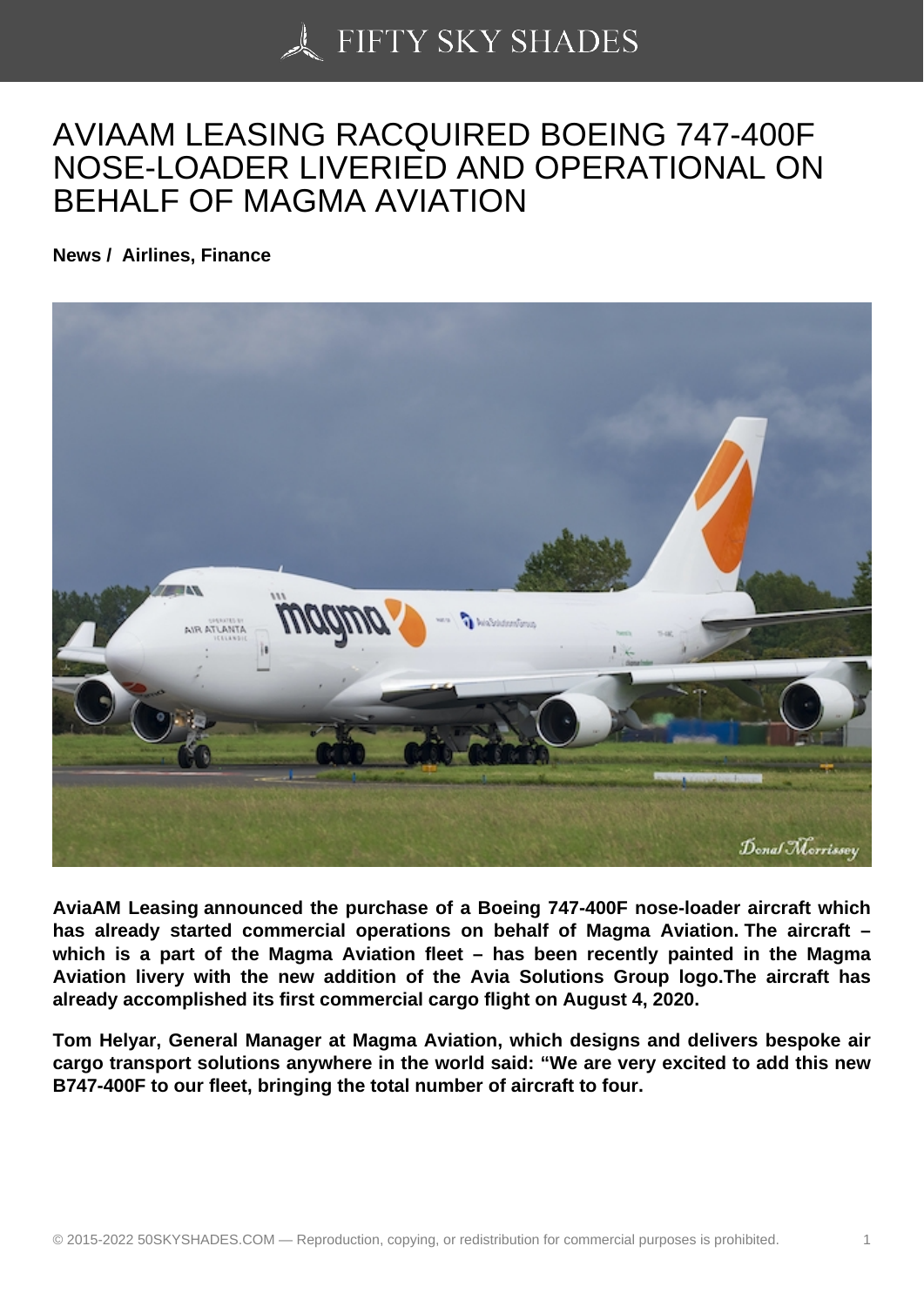# AVIAAM LEASING RACQUIRED BOEING 747-400F NOSE-LOADER LIVERIED AND OPERATIONAL ON BEHALF OF MAGMA AVIATION

**News / Airlines, Finance**

**AviaAM Leasing announced the purchase of a Boeing 747-400F nose-loader aircraft which has already started commercial operations on behalf of Magma Aviation. The aircraft – which is a part of the Magma Aviation fleet – has been recently painted in the Magma Aviation livery with the new addition of the Avia Solutions Group logo.The aircraft has already accomplished its first commercial cargo flight on August 4, 2020.**

**Tom Helyar, General Manager at Magma Aviation, which designs and delivers bespoke air cargo transport solutions anywhere in the world said: "We are very excited to add this new B747-400F to our fleet, bringing the total number of aircraft to four.**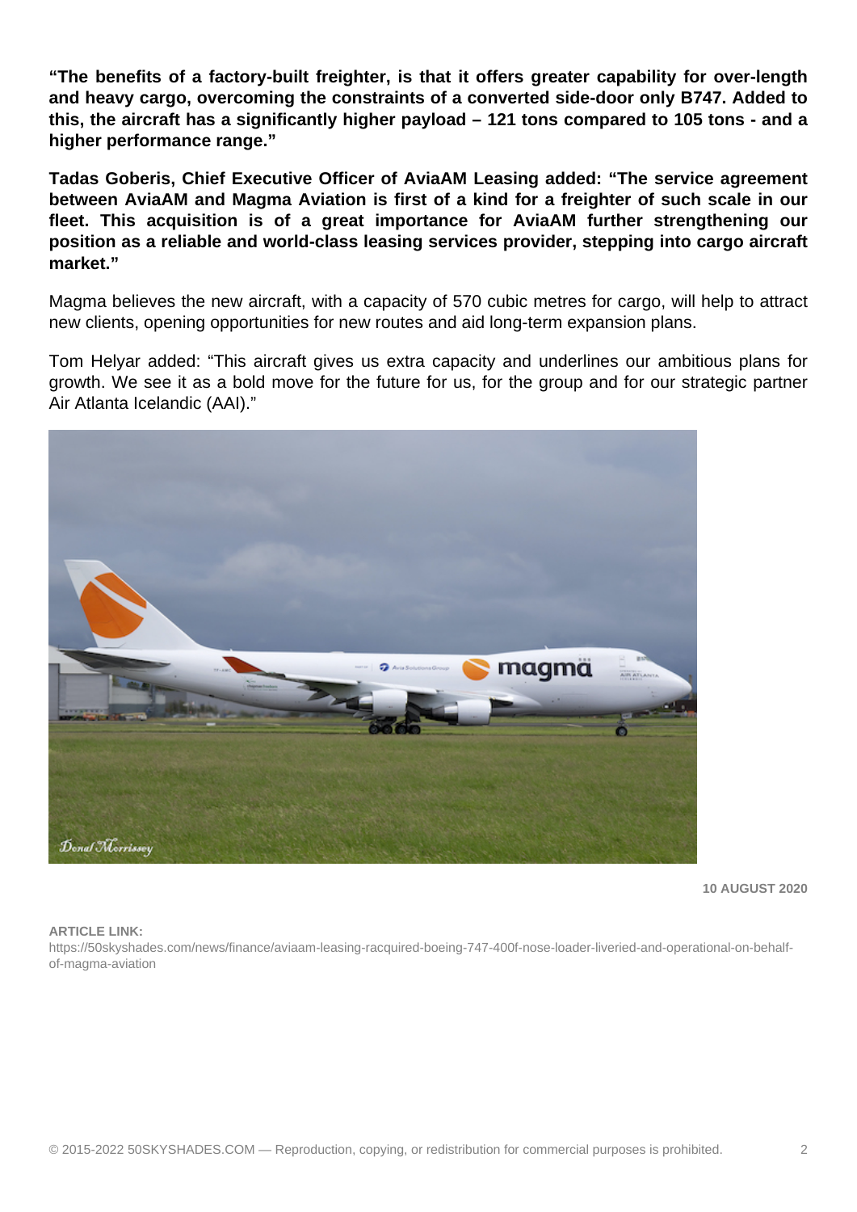**“The benefits of a factory-built freighter, is that it offers greater capability for over-length and heavy cargo, overcoming the constraints of a converted side-door only B747. Added to this, the aircraft has a significantly higher payload – 121 tons compared to 105 tons - and a higher performance range.”**

**Tadas Goberis, Chief Executive Officer of AviaAM Leasing added: “The service agreement between AviaAM and Magma Aviation is first of a kind for a freighter of such scale in our fleet. This acquisition is of a great importance for AviaAM further strengthening our position as a reliable and world-class leasing services provider, stepping into cargo aircraft market.”**

Magma believes the new aircraft, with a capacity of 570 cubic metres for cargo, will help to attract new clients, opening opportunities for new routes and aid long-term expansion plans.

Tom Helyar added: “This aircraft gives us extra capacity and underlines our ambitious plans for growth. We see it as a bold move for the future for us, for the group and for our strategic partner Air Atlanta Icelandic (AAI).”

**10 AUGUST 2020**

**ARTICLE LINK:**
https://50skyshades.com/news/finance/aviaam-leasing-racquired-boeing-747-400f-nose-loader-liveried-and-operational-on-behalf-of-magma-aviation